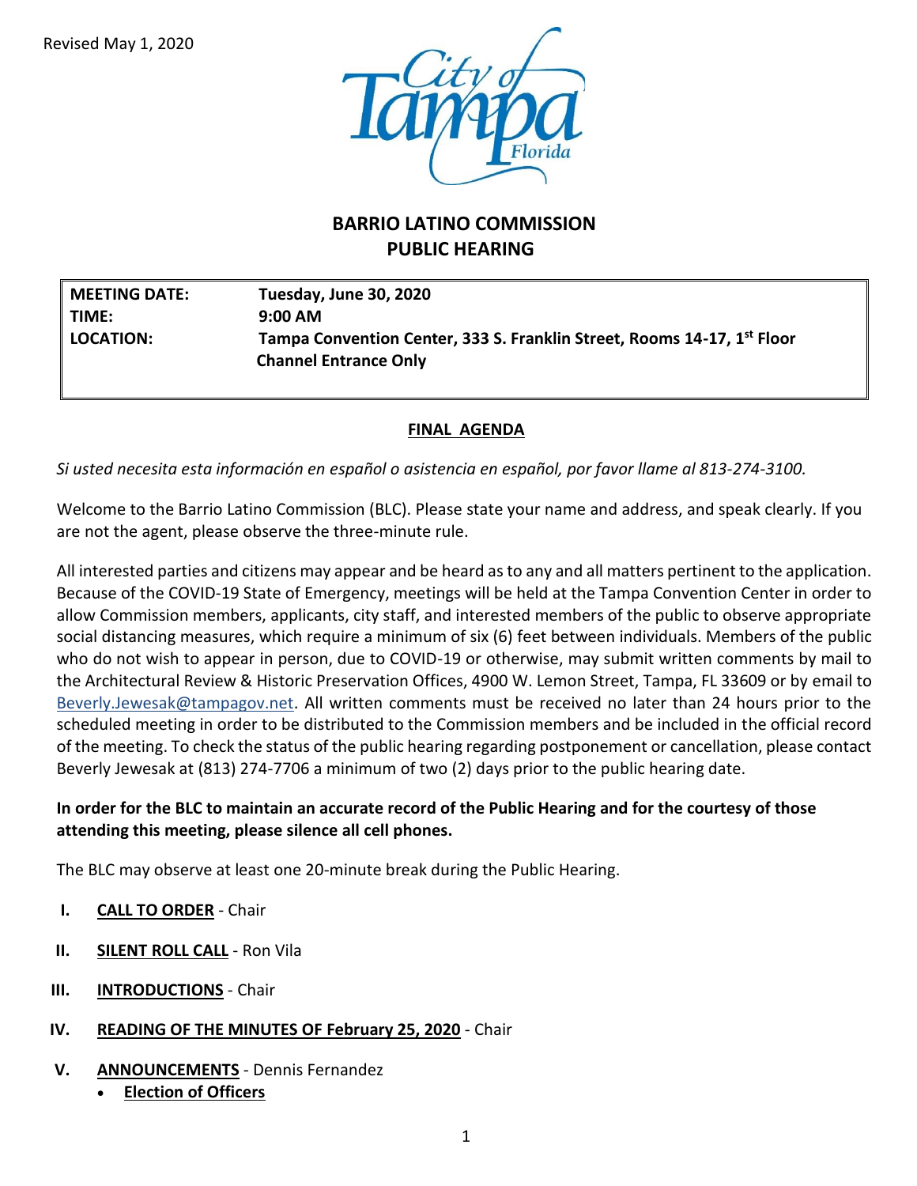Revised May 1, 2020

# BARRIO LATINO COMMISSION
## PUBLIC HEARING

| | |
|---|---|
| **MEETING DATE:** | **Tuesday, June 30, 2020** |
| **TIME:** | **9:00 AM** |
| **LOCATION:** | **Tampa Convention Center, 333 S. Franklin Street, Rooms 14-17, 1st Floor Channel Entrance Only** |

**FINAL AGENDA**

*Si usted necesita esta información en español o asistencia en español, por favor llame al 813-274-3100.*

Welcome to the Barrio Latino Commission (BLC). Please state your name and address, and speak clearly. If you are not the agent, please observe the three-minute rule.

All interested parties and citizens may appear and be heard as to any and all matters pertinent to the application. Because of the COVID-19 State of Emergency, meetings will be held at the Tampa Convention Center in order to allow Commission members, applicants, city staff, and interested members of the public to observe appropriate social distancing measures, which require a minimum of six (6) feet between individuals. Members of the public who do not wish to appear in person, due to COVID-19 or otherwise, may submit written comments by mail to the Architectural Review & Historic Preservation Offices, 4900 W. Lemon Street, Tampa, FL 33609 or by email to Beverly.Jewesak@tampagov.net. All written comments must be received no later than 24 hours prior to the scheduled meeting in order to be distributed to the Commission members and be included in the official record of the meeting. To check the status of the public hearing regarding postponement or cancellation, please contact Beverly Jewesak at (813) 274-7706 a minimum of two (2) days prior to the public hearing date.

**In order for the BLC to maintain an accurate record of the Public Hearing and for the courtesy of those attending this meeting, please silence all cell phones.**

The BLC may observe at least one 20-minute break during the Public Hearing.

I. **CALL TO ORDER** - Chair

II. **SILENT ROLL CALL** - Ron Vila

III. **INTRODUCTIONS** - Chair

IV. **READING OF THE MINUTES OF February 25, 2020** - Chair

V. **ANNOUNCEMENTS** - Dennis Fernandez
- **Election of Officers**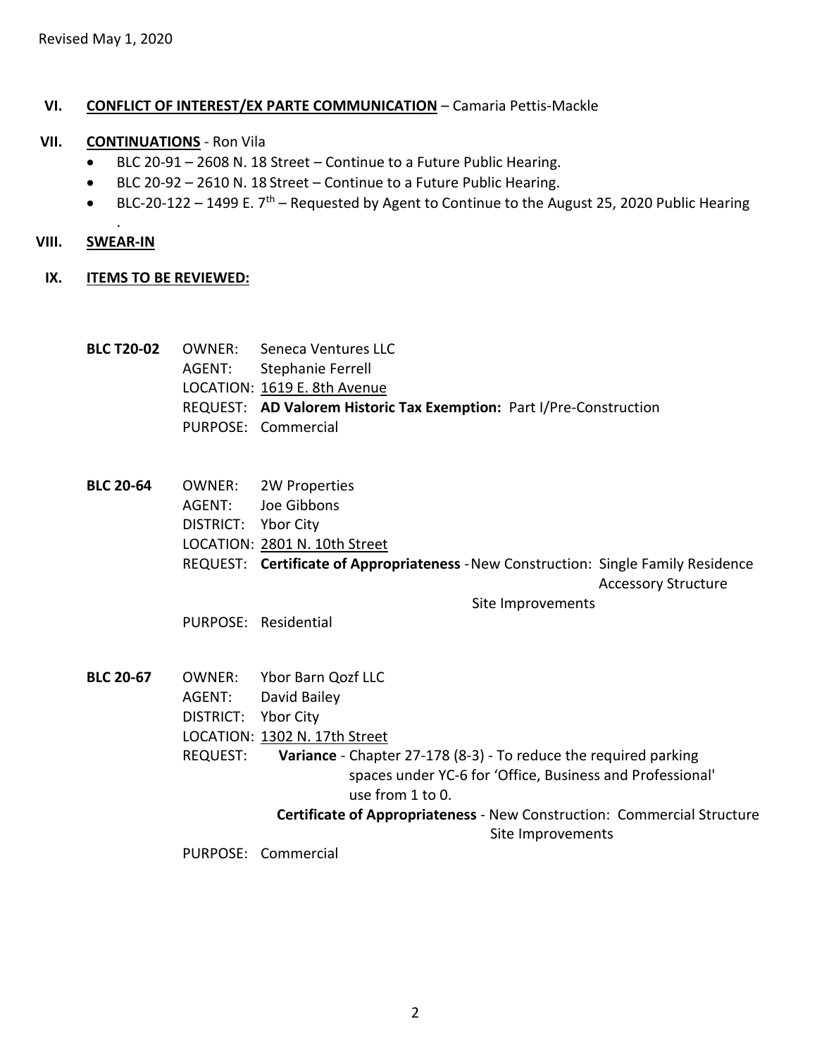Revised May 1, 2020

## VI. **CONFLICT OF INTEREST/EX PARTE COMMUNICATION** – Camaria Pettis-Mackle

## VII. **CONTINUATIONS** - Ron Vila

- BLC 20-91 – 2608 N. 18 Street – Continue to a Future Public Hearing.
- BLC 20-92 – 2610 N. 18 Street – Continue to a Future Public Hearing.
- BLC-20-122 – 1499 E. 7th – Requested by Agent to Continue to the August 25, 2020 Public Hearing

.

## VIII. **SWEAR-IN**

## IX. **ITEMS TO BE REVIEWED:**

**BLC T20-02**
OWNER: Seneca Ventures LLC
AGENT: Stephanie Ferrell
LOCATION: 1619 E. 8th Avenue
REQUEST: **AD Valorem Historic Tax Exemption:** Part I/Pre-Construction
PURPOSE: Commercial

**BLC 20-64**
OWNER: 2W Properties
AGENT: Joe Gibbons
DISTRICT: Ybor City
LOCATION: 2801 N. 10th Street
REQUEST: **Certificate of Appropriateness** - New Construction: Single Family Residence
Accessory Structure
Site Improvements
PURPOSE: Residential

**BLC 20-67**
OWNER: Ybor Barn Qozf LLC
AGENT: David Bailey
DISTRICT: Ybor City
LOCATION: 1302 N. 17th Street
REQUEST: **Variance** - Chapter 27-178 (8-3) - To reduce the required parking spaces under YC-6 for 'Office, Business and Professional' use from 1 to 0.
**Certificate of Appropriateness** - New Construction: Commercial Structure
Site Improvements
PURPOSE: Commercial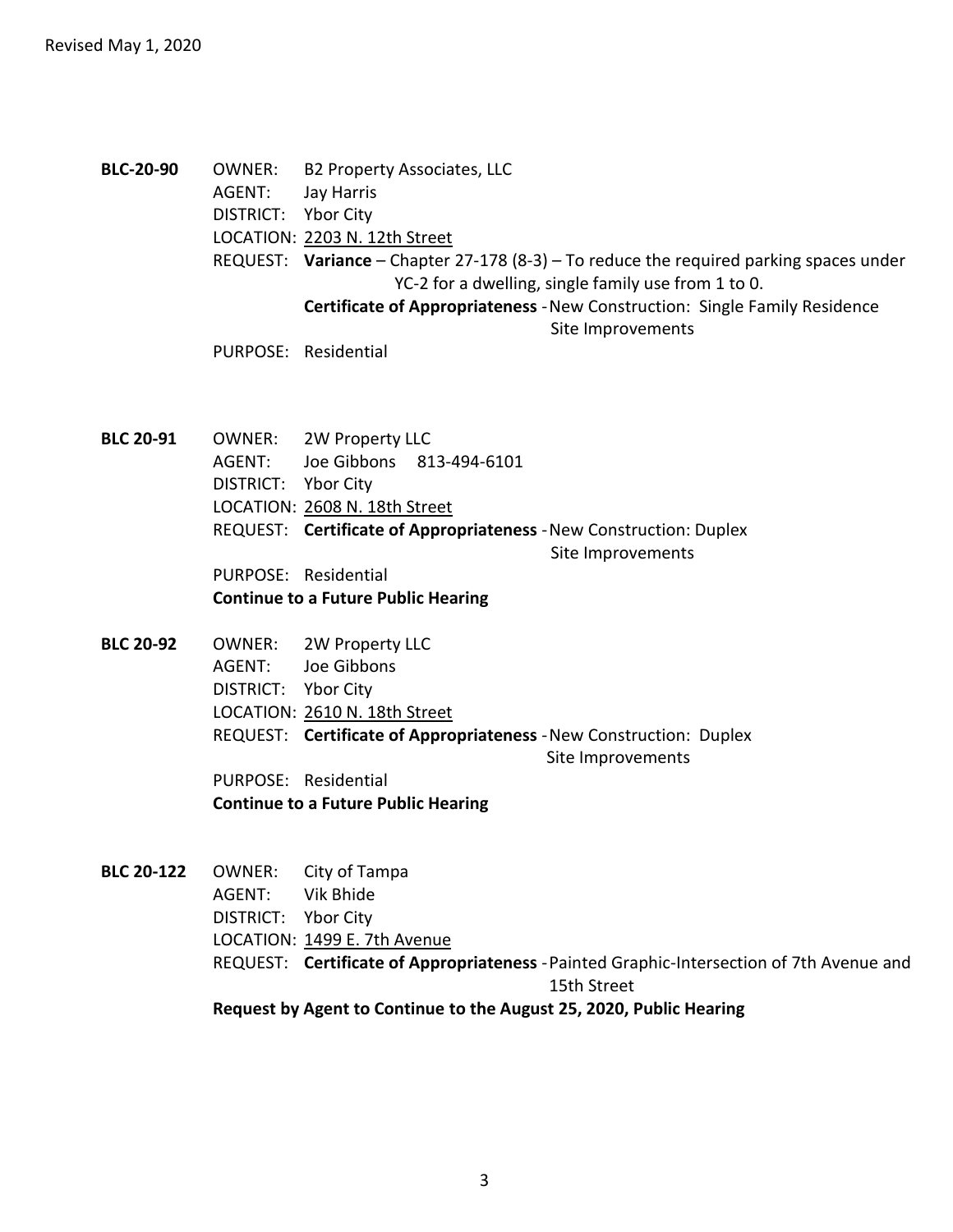Revised May 1, 2020

**BLC-20-90**
OWNER: B2 Property Associates, LLC
AGENT: Jay Harris
DISTRICT: Ybor City
LOCATION: 2203 N. 12th Street
REQUEST: **Variance** – Chapter 27-178 (8-3) – To reduce the required parking spaces under YC-2 for a dwelling, single family use from 1 to 0.
**Certificate of Appropriateness** - New Construction: Single Family Residence
Site Improvements
PURPOSE: Residential

**BLC 20-91**
OWNER: 2W Property LLC
AGENT: Joe Gibbons 813-494-6101
DISTRICT: Ybor City
LOCATION: 2608 N. 18th Street
REQUEST: **Certificate of Appropriateness** - New Construction: Duplex
Site Improvements
PURPOSE: Residential
**Continue to a Future Public Hearing**

**BLC 20-92**
OWNER: 2W Property LLC
AGENT: Joe Gibbons
DISTRICT: Ybor City
LOCATION: 2610 N. 18th Street
REQUEST: **Certificate of Appropriateness** - New Construction: Duplex
Site Improvements
PURPOSE: Residential
**Continue to a Future Public Hearing**

**BLC 20-122**
OWNER: City of Tampa
AGENT: Vik Bhide
DISTRICT: Ybor City
LOCATION: 1499 E. 7th Avenue
REQUEST: **Certificate of Appropriateness** - Painted Graphic-Intersection of 7th Avenue and 15th Street
**Request by Agent to Continue to the August 25, 2020, Public Hearing**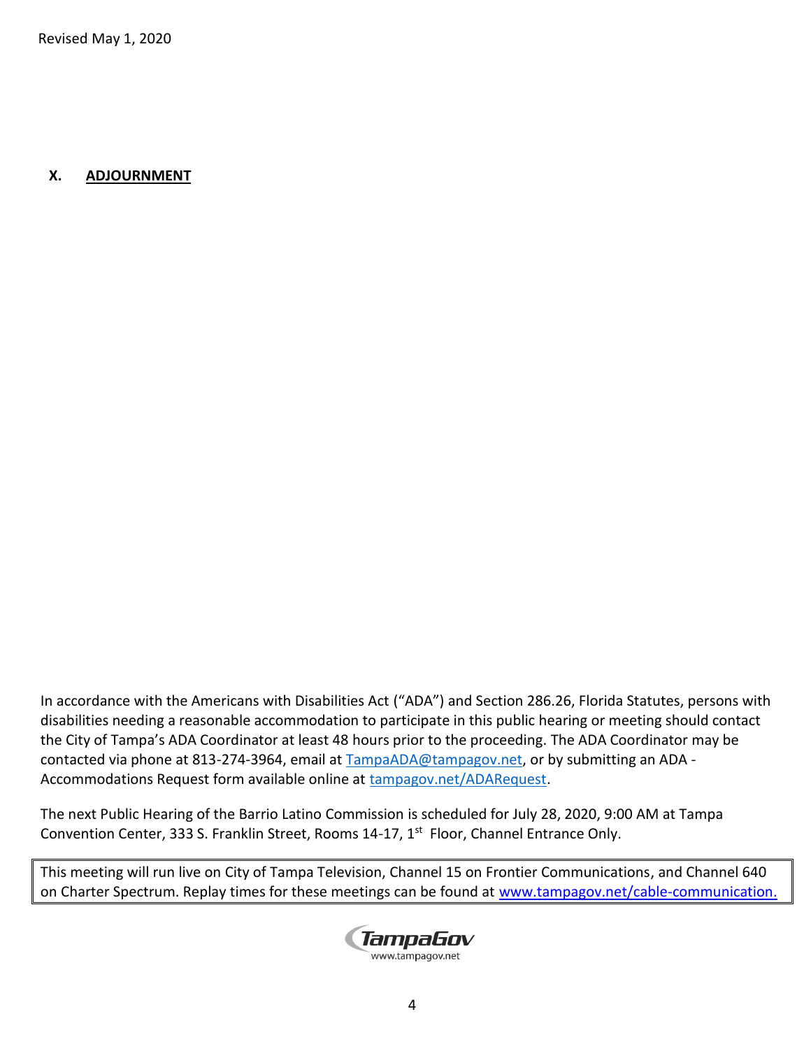Revised May 1, 2020

## X. ADJOURNMENT

In accordance with the Americans with Disabilities Act ("ADA") and Section 286.26, Florida Statutes, persons with disabilities needing a reasonable accommodation to participate in this public hearing or meeting should contact the City of Tampa's ADA Coordinator at least 48 hours prior to the proceeding. The ADA Coordinator may be contacted via phone at 813-274-3964, email at TampaADA@tampagov.net, or by submitting an ADA - Accommodations Request form available online at tampagov.net/ADARequest.

The next Public Hearing of the Barrio Latino Commission is scheduled for July 28, 2020, 9:00 AM at Tampa Convention Center, 333 S. Franklin Street, Rooms 14-17, 1st Floor, Channel Entrance Only.

This meeting will run live on City of Tampa Television, Channel 15 on Frontier Communications, and Channel 640 on Charter Spectrum. Replay times for these meetings can be found at www.tampagov.net/cable-communication.

TampaGov
www.tampagov.net